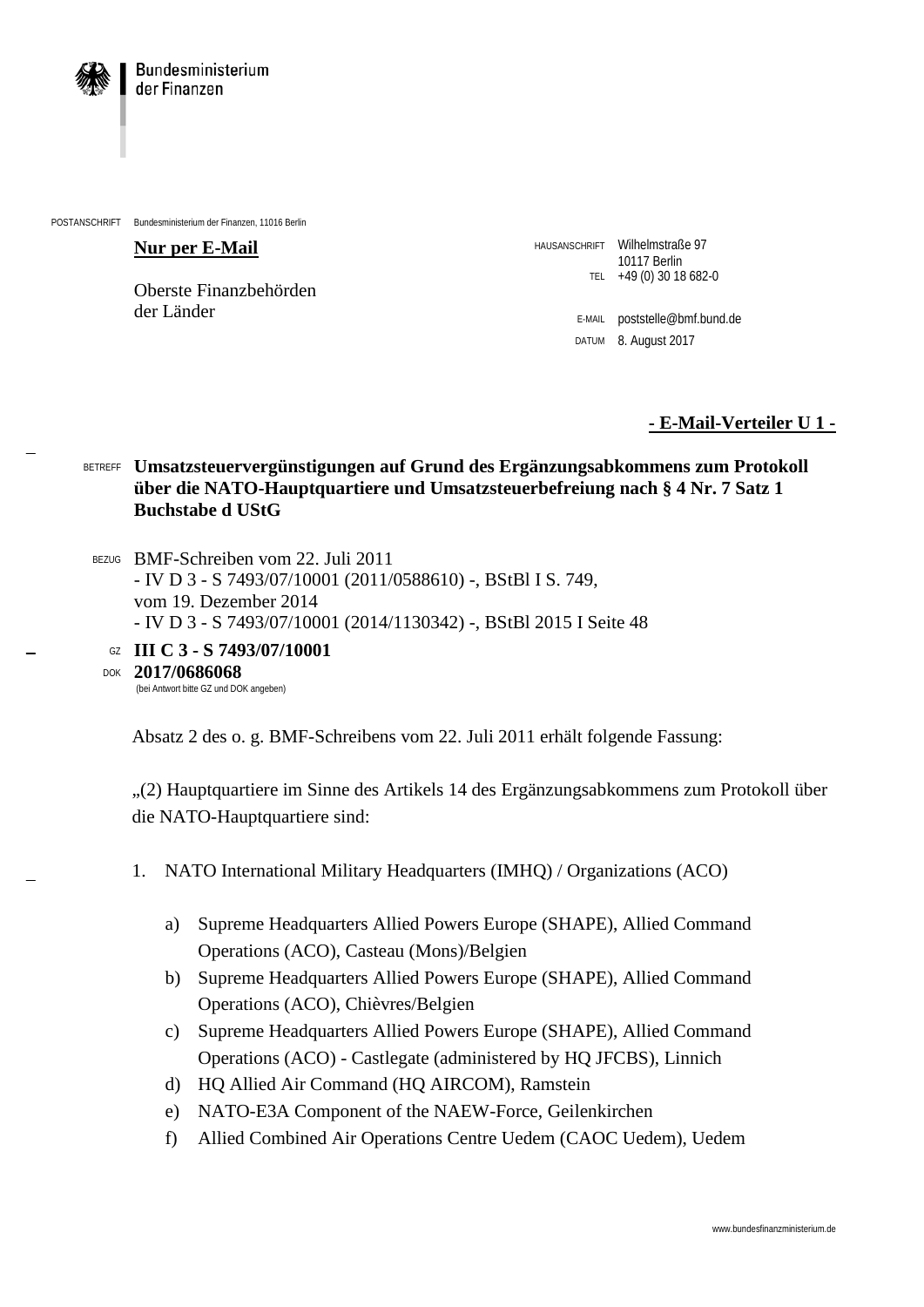Bundesministerium der Finanzen

POSTANSCHRIFT Bundesministerium der Finanzen, 11016 Berlin

**Nur per E-Mail**

Oberste Finanzbehörden
der Länder

HAUSANSCHRIFT Wilhelmstraße 97
10117 Berlin
TEL +49 (0) 30 18 682-0

E-MAIL poststelle@bmf.bund.de
DATUM 8. August 2017

**- E-Mail-Verteiler U 1 -**

BETREFF **Umsatzsteuervergünstigungen auf Grund des Ergänzungsabkommens zum Protokoll über die NATO-Hauptquartiere und Umsatzsteuerbefreiung nach § 4 Nr. 7 Satz 1 Buchstabe d UStG**

BEZUG BMF-Schreiben vom 22. Juli 2011
- IV D 3 - S 7493/07/10001 (2011/0588610) -, BStBl I S. 749,
vom 19. Dezember 2014
- IV D 3 - S 7493/07/10001 (2014/1130342) -, BStBl 2015 I Seite 48

GZ **III C 3 - S 7493/07/10001**
DOK **2017/0686068**
(bei Antwort bitte GZ und DOK angeben)

Absatz 2 des o. g. BMF-Schreibens vom 22. Juli 2011 erhält folgende Fassung:

„(2) Hauptquartiere im Sinne des Artikels 14 des Ergänzungsabkommens zum Protokoll über die NATO-Hauptquartiere sind:

1. NATO International Military Headquarters (IMHQ) / Organizations (ACO)

   a) Supreme Headquarters Allied Powers Europe (SHAPE), Allied Command Operations (ACO), Casteau (Mons)/Belgien
   b) Supreme Headquarters Allied Powers Europe (SHAPE), Allied Command Operations (ACO), Chièvres/Belgien
   c) Supreme Headquarters Allied Powers Europe (SHAPE), Allied Command Operations (ACO) - Castlegate (administered by HQ JFCBS), Linnich
   d) HQ Allied Air Command (HQ AIRCOM), Ramstein
   e) NATO-E3A Component of the NAEW-Force, Geilenkirchen
   f) Allied Combined Air Operations Centre Uedem (CAOC Uedem), Uedem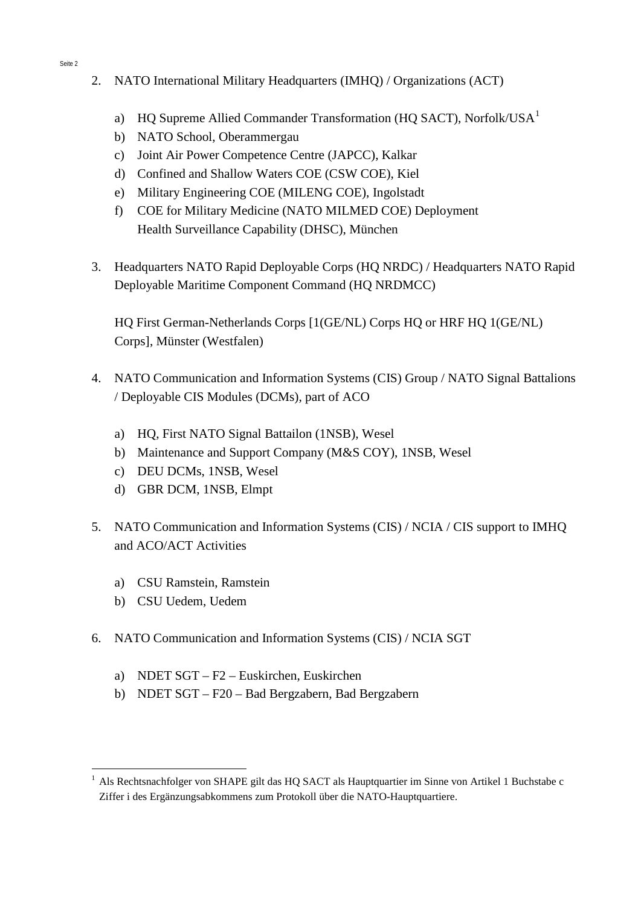2. NATO International Military Headquarters (IMHQ) / Organizations (ACT)

   a) HQ Supreme Allied Commander Transformation (HQ SACT), Norfolk/USA[1]
   b) NATO School, Oberammergau
   c) Joint Air Power Competence Centre (JAPCC), Kalkar
   d) Confined and Shallow Waters COE (CSW COE), Kiel
   e) Military Engineering COE (MILENG COE), Ingolstadt
   f) COE for Military Medicine (NATO MILMED COE) Deployment Health Surveillance Capability (DHSC), München

3. Headquarters NATO Rapid Deployable Corps (HQ NRDC) / Headquarters NATO Rapid Deployable Maritime Component Command (HQ NRDMCC)

   HQ First German-Netherlands Corps [1(GE/NL) Corps HQ or HRF HQ 1(GE/NL) Corps], Münster (Westfalen)

4. NATO Communication and Information Systems (CIS) Group / NATO Signal Battalions / Deployable CIS Modules (DCMs), part of ACO

   a) HQ, First NATO Signal Battailon (1NSB), Wesel
   b) Maintenance and Support Company (M&S COY), 1NSB, Wesel
   c) DEU DCMs, 1NSB, Wesel
   d) GBR DCM, 1NSB, Elmpt

5. NATO Communication and Information Systems (CIS) / NCIA / CIS support to IMHQ and ACO/ACT Activities

   a) CSU Ramstein, Ramstein
   b) CSU Uedem, Uedem

6. NATO Communication and Information Systems (CIS) / NCIA SGT

   a) NDET SGT – F2 – Euskirchen, Euskirchen
   b) NDET SGT – F20 – Bad Bergzabern, Bad Bergzabern

---

[1] Als Rechtsnachfolger von SHAPE gilt das HQ SACT als Hauptquartier im Sinne von Artikel 1 Buchstabe c Ziffer i des Ergänzungsabkommens zum Protokoll über die NATO-Hauptquartiere.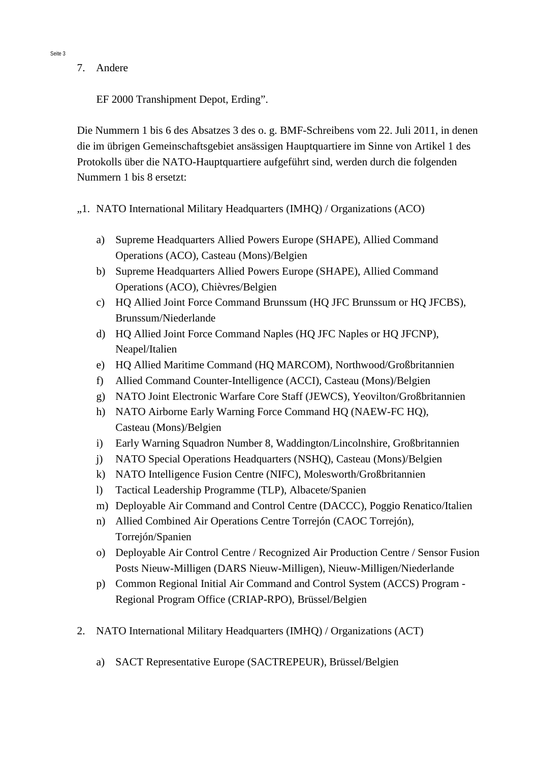7. Andere

   EF 2000 Transhipment Depot, Erding".

Die Nummern 1 bis 6 des Absatzes 3 des o. g. BMF-Schreibens vom 22. Juli 2011, in denen die im übrigen Gemeinschaftsgebiet ansässigen Hauptquartiere im Sinne von Artikel 1 des Protokolls über die NATO-Hauptquartiere aufgeführt sind, werden durch die folgenden Nummern 1 bis 8 ersetzt:

„1. NATO International Military Headquarters (IMHQ) / Organizations (ACO)

   a) Supreme Headquarters Allied Powers Europe (SHAPE), Allied Command Operations (ACO), Casteau (Mons)/Belgien
   b) Supreme Headquarters Allied Powers Europe (SHAPE), Allied Command Operations (ACO), Chièvres/Belgien
   c) HQ Allied Joint Force Command Brunssum (HQ JFC Brunssum or HQ JFCBS), Brunssum/Niederlande
   d) HQ Allied Joint Force Command Naples (HQ JFC Naples or HQ JFCNP), Neapel/Italien
   e) HQ Allied Maritime Command (HQ MARCOM), Northwood/Großbritannien
   f) Allied Command Counter-Intelligence (ACCI), Casteau (Mons)/Belgien
   g) NATO Joint Electronic Warfare Core Staff (JEWCS), Yeovilton/Großbritannien
   h) NATO Airborne Early Warning Force Command HQ (NAEW-FC HQ), Casteau (Mons)/Belgien
   i) Early Warning Squadron Number 8, Waddington/Lincolnshire, Großbritannien
   j) NATO Special Operations Headquarters (NSHQ), Casteau (Mons)/Belgien
   k) NATO Intelligence Fusion Centre (NIFC), Molesworth/Großbritannien
   l) Tactical Leadership Programme (TLP), Albacete/Spanien
   m) Deployable Air Command and Control Centre (DACCC), Poggio Renatico/Italien
   n) Allied Combined Air Operations Centre Torrejón (CAOC Torrejón), Torrejón/Spanien
   o) Deployable Air Control Centre / Recognized Air Production Centre / Sensor Fusion Posts Nieuw-Milligen (DARS Nieuw-Milligen), Nieuw-Milligen/Niederlande
   p) Common Regional Initial Air Command and Control System (ACCS) Program - Regional Program Office (CRIAP-RPO), Brüssel/Belgien

2. NATO International Military Headquarters (IMHQ) / Organizations (ACT)

   a) SACT Representative Europe (SACTREPEUR), Brüssel/Belgien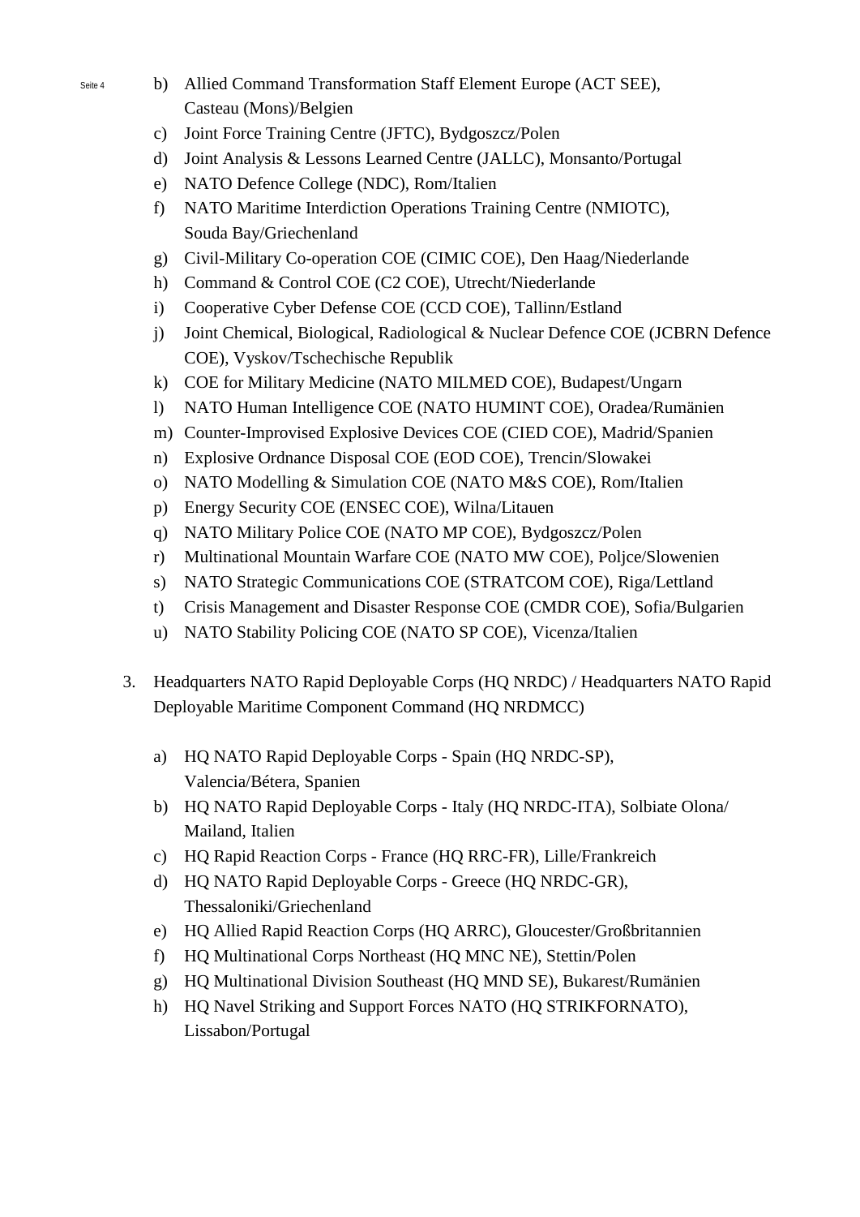b) Allied Command Transformation Staff Element Europe (ACT SEE), Casteau (Mons)/Belgien
c) Joint Force Training Centre (JFTC), Bydgoszcz/Polen
d) Joint Analysis & Lessons Learned Centre (JALLC), Monsanto/Portugal
e) NATO Defence College (NDC), Rom/Italien
f) NATO Maritime Interdiction Operations Training Centre (NMIOTC), Souda Bay/Griechenland
g) Civil-Military Co-operation COE (CIMIC COE), Den Haag/Niederlande
h) Command & Control COE (C2 COE), Utrecht/Niederlande
i) Cooperative Cyber Defense COE (CCD COE), Tallinn/Estland
j) Joint Chemical, Biological, Radiological & Nuclear Defence COE (JCBRN Defence COE), Vyskov/Tschechische Republik
k) COE for Military Medicine (NATO MILMED COE), Budapest/Ungarn
l) NATO Human Intelligence COE (NATO HUMINT COE), Oradea/Rumänien
m) Counter-Improvised Explosive Devices COE (CIED COE), Madrid/Spanien
n) Explosive Ordnance Disposal COE (EOD COE), Trencin/Slowakei
o) NATO Modelling & Simulation COE (NATO M&S COE), Rom/Italien
p) Energy Security COE (ENSEC COE), Wilna/Litauen
q) NATO Military Police COE (NATO MP COE), Bydgoszcz/Polen
r) Multinational Mountain Warfare COE (NATO MW COE), Poljce/Slowenien
s) NATO Strategic Communications COE (STRATCOM COE), Riga/Lettland
t) Crisis Management and Disaster Response COE (CMDR COE), Sofia/Bulgarien
u) NATO Stability Policing COE (NATO SP COE), Vicenza/Italien

3. Headquarters NATO Rapid Deployable Corps (HQ NRDC) / Headquarters NATO Rapid Deployable Maritime Component Command (HQ NRDMCC)

a) HQ NATO Rapid Deployable Corps - Spain (HQ NRDC-SP), Valencia/Bétera, Spanien
b) HQ NATO Rapid Deployable Corps - Italy (HQ NRDC-ITA), Solbiate Olona/ Mailand, Italien
c) HQ Rapid Reaction Corps - France (HQ RRC-FR), Lille/Frankreich
d) HQ NATO Rapid Deployable Corps - Greece (HQ NRDC-GR), Thessaloniki/Griechenland
e) HQ Allied Rapid Reaction Corps (HQ ARRC), Gloucester/Großbritannien
f) HQ Multinational Corps Northeast (HQ MNC NE), Stettin/Polen
g) HQ Multinational Division Southeast (HQ MND SE), Bukarest/Rumänien
h) HQ Navel Striking and Support Forces NATO (HQ STRIKFORNATO), Lissabon/Portugal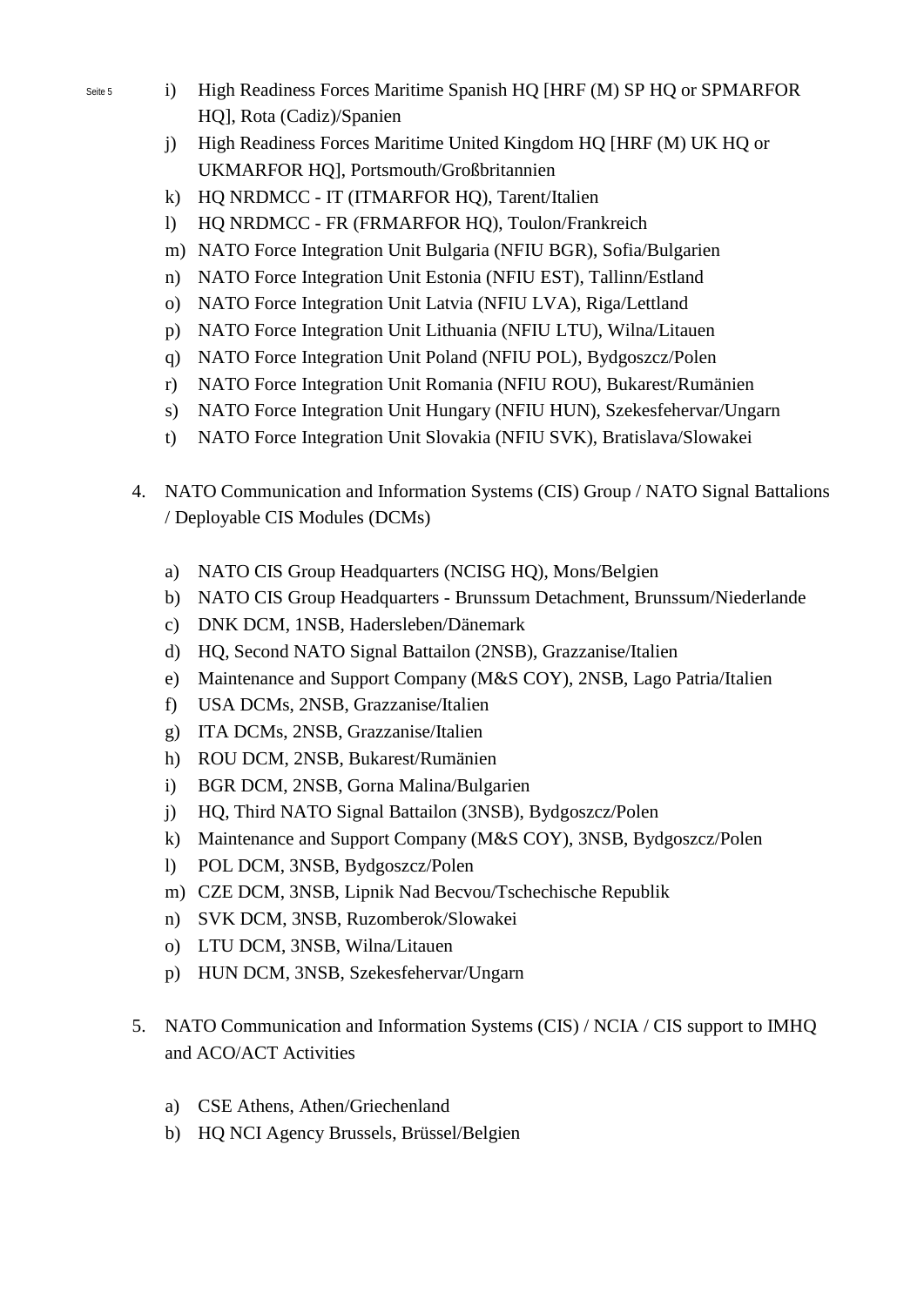i) High Readiness Forces Maritime Spanish HQ [HRF (M) SP HQ or SPMARFOR HQ], Rota (Cadiz)/Spanien

j) High Readiness Forces Maritime United Kingdom HQ [HRF (M) UK HQ or UKMARFOR HQ], Portsmouth/Großbritannien

k) HQ NRDMCC - IT (ITMARFOR HQ), Tarent/Italien

l) HQ NRDMCC - FR (FRMARFOR HQ), Toulon/Frankreich

m) NATO Force Integration Unit Bulgaria (NFIU BGR), Sofia/Bulgarien

n) NATO Force Integration Unit Estonia (NFIU EST), Tallinn/Estland

o) NATO Force Integration Unit Latvia (NFIU LVA), Riga/Lettland

p) NATO Force Integration Unit Lithuania (NFIU LTU), Wilna/Litauen

q) NATO Force Integration Unit Poland (NFIU POL), Bydgoszcz/Polen

r) NATO Force Integration Unit Romania (NFIU ROU), Bukarest/Rumänien

s) NATO Force Integration Unit Hungary (NFIU HUN), Szekesfehervar/Ungarn

t) NATO Force Integration Unit Slovakia (NFIU SVK), Bratislava/Slowakei

4. NATO Communication and Information Systems (CIS) Group / NATO Signal Battalions / Deployable CIS Modules (DCMs)

   a) NATO CIS Group Headquarters (NCISG HQ), Mons/Belgien

   b) NATO CIS Group Headquarters - Brunssum Detachment, Brunssum/Niederlande

   c) DNK DCM, 1NSB, Hadersleben/Dänemark

   d) HQ, Second NATO Signal Battailon (2NSB), Grazzanise/Italien

   e) Maintenance and Support Company (M&S COY), 2NSB, Lago Patria/Italien

   f) USA DCMs, 2NSB, Grazzanise/Italien

   g) ITA DCMs, 2NSB, Grazzanise/Italien

   h) ROU DCM, 2NSB, Bukarest/Rumänien

   i) BGR DCM, 2NSB, Gorna Malina/Bulgarien

   j) HQ, Third NATO Signal Battailon (3NSB), Bydgoszcz/Polen

   k) Maintenance and Support Company (M&S COY), 3NSB, Bydgoszcz/Polen

   l) POL DCM, 3NSB, Bydgoszcz/Polen

   m) CZE DCM, 3NSB, Lipnik Nad Becvou/Tschechische Republik

   n) SVK DCM, 3NSB, Ruzomberok/Slowakei

   o) LTU DCM, 3NSB, Wilna/Litauen

   p) HUN DCM, 3NSB, Szekesfehervar/Ungarn

5. NATO Communication and Information Systems (CIS) / NCIA / CIS support to IMHQ and ACO/ACT Activities

   a) CSE Athens, Athen/Griechenland

   b) HQ NCI Agency Brussels, Brüssel/Belgien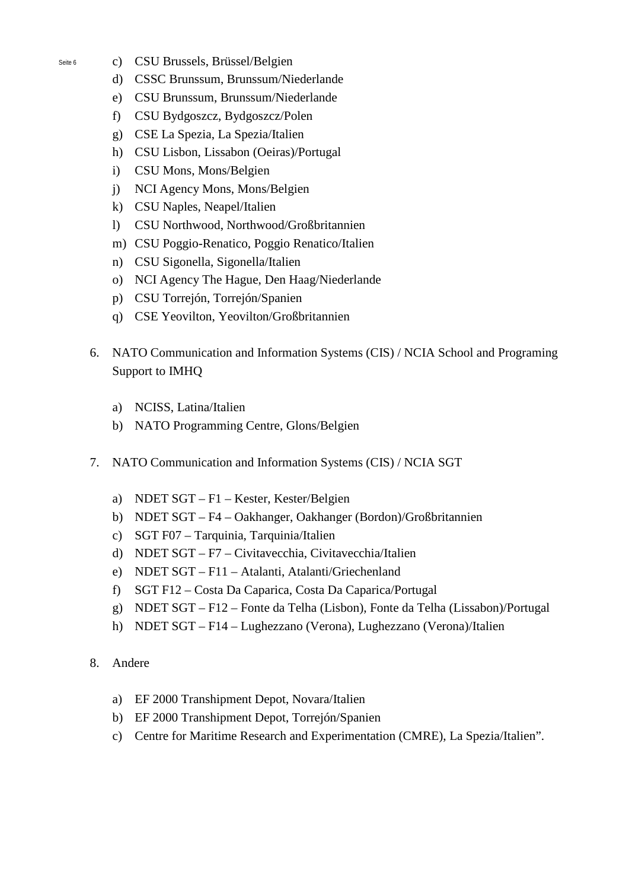c) CSU Brussels, Brüssel/Belgien  
d) CSSC Brunssum, Brunssum/Niederlande  
e) CSU Brunssum, Brunssum/Niederlande  
f) CSU Bydgoszcz, Bydgoszcz/Polen  
g) CSE La Spezia, La Spezia/Italien  
h) CSU Lisbon, Lissabon (Oeiras)/Portugal  
i) CSU Mons, Mons/Belgien  
j) NCI Agency Mons, Mons/Belgien  
k) CSU Naples, Neapel/Italien  
l) CSU Northwood, Northwood/Großbritannien  
m) CSU Poggio-Renatico, Poggio Renatico/Italien  
n) CSU Sigonella, Sigonella/Italien  
o) NCI Agency The Hague, Den Haag/Niederlande  
p) CSU Torrejón, Torrejón/Spanien  
q) CSE Yeovilton, Yeovilton/Großbritannien  

6. NATO Communication and Information Systems (CIS) / NCIA School and Programing Support to IMHQ

   a) NCISS, Latina/Italien  
   b) NATO Programming Centre, Glons/Belgien  

7. NATO Communication and Information Systems (CIS) / NCIA SGT

   a) NDET SGT – F1 – Kester, Kester/Belgien  
   b) NDET SGT – F4 – Oakhanger, Oakhanger (Bordon)/Großbritannien  
   c) SGT F07 – Tarquinia, Tarquinia/Italien  
   d) NDET SGT – F7 – Civitavecchia, Civitavecchia/Italien  
   e) NDET SGT – F11 – Atalanti, Atalanti/Griechenland  
   f) SGT F12 – Costa Da Caparica, Costa Da Caparica/Portugal  
   g) NDET SGT – F12 – Fonte da Telha (Lisbon), Fonte da Telha (Lissabon)/Portugal  
   h) NDET SGT – F14 – Lughezzano (Verona), Lughezzano (Verona)/Italien  

8. Andere

   a) EF 2000 Transhipment Depot, Novara/Italien  
   b) EF 2000 Transhipment Depot, Torrejón/Spanien  
   c) Centre for Maritime Research and Experimentation (CMRE), La Spezia/Italien”.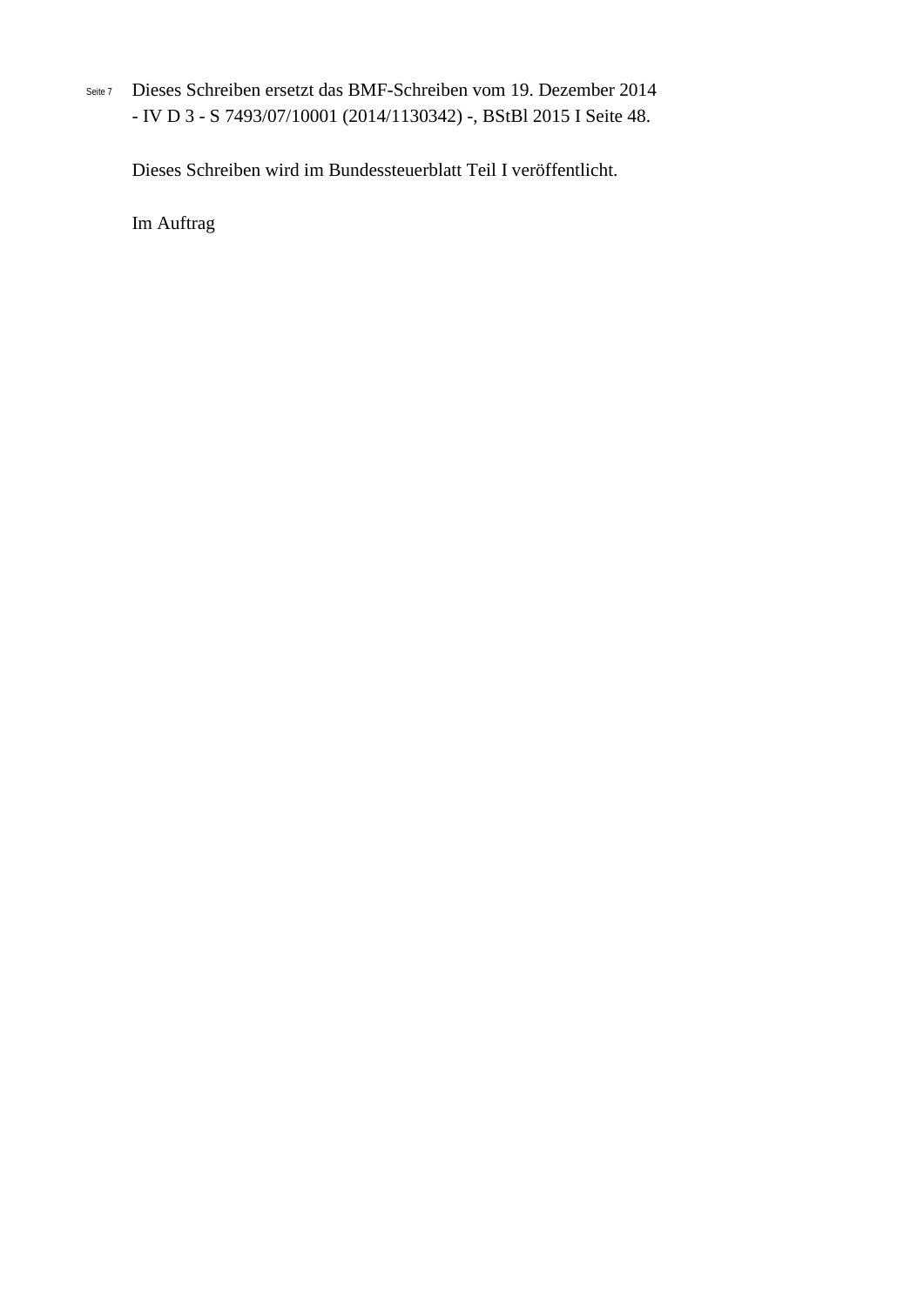Dieses Schreiben ersetzt das BMF-Schreiben vom 19. Dezember 2014 - IV D 3 - S 7493/07/10001 (2014/1130342) -, BStBl 2015 I Seite 48.

Dieses Schreiben wird im Bundessteuerblatt Teil I veröffentlicht.

Im Auftrag